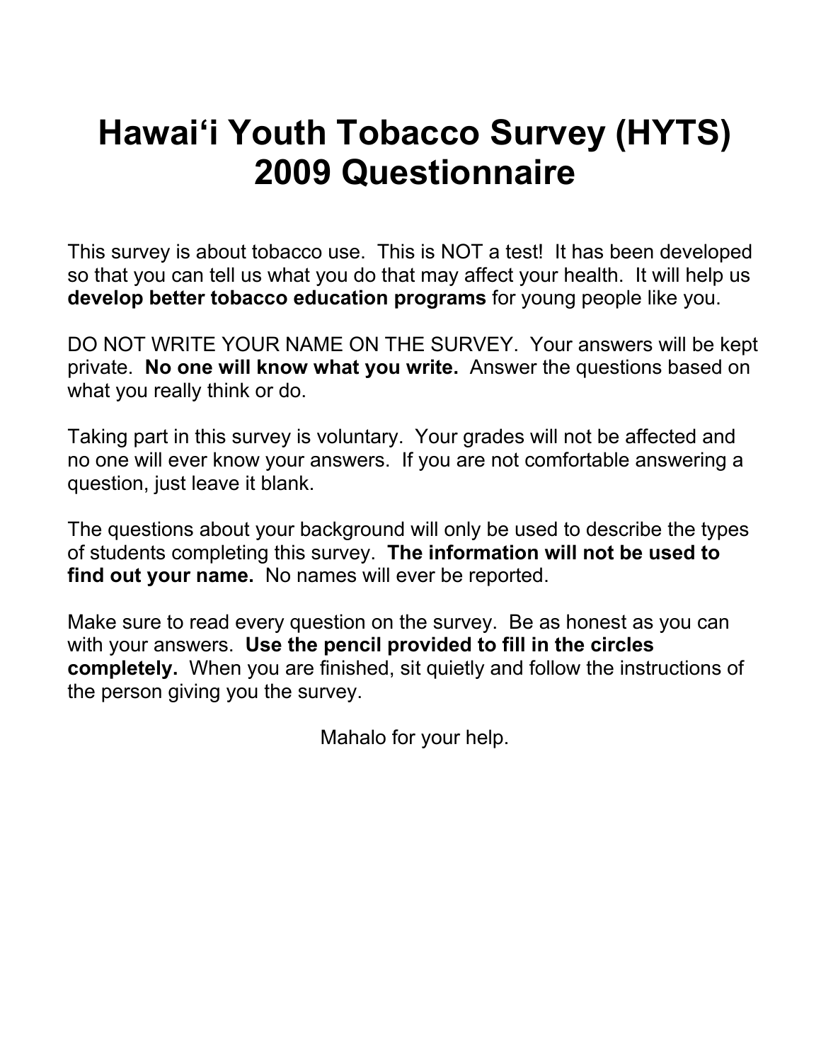# Hawai‘i Youth Tobacco Survey (HYTS) 2009 Questionnaire

This survey is about tobacco use. This is NOT a test! It has been developed so that you can tell us what you do that may affect your health. It will help us **develop better tobacco education programs** for young people like you.

DO NOT WRITE YOUR NAME ON THE SURVEY. Your answers will be kept private. **No one will know what you write.** Answer the questions based on what you really think or do.

Taking part in this survey is voluntary. Your grades will not be affected and no one will ever know your answers. If you are not comfortable answering a question, just leave it blank.

The questions about your background will only be used to describe the types of students completing this survey. **The information will not be used to find out your name.** No names will ever be reported.

Make sure to read every question on the survey. Be as honest as you can with your answers. **Use the pencil provided to fill in the circles completely.** When you are finished, sit quietly and follow the instructions of the person giving you the survey.

Mahalo for your help.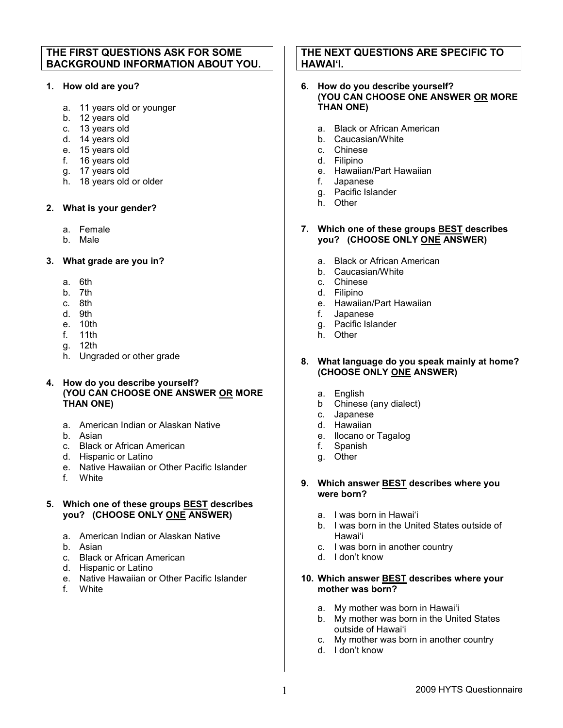## THE FIRST QUESTIONS ASK FOR SOME BACKGROUND INFORMATION ABOUT YOU.

**1. How old are you?**

a. 11 years old or younger
b. 12 years old
c. 13 years old
d. 14 years old
e. 15 years old
f. 16 years old
g. 17 years old
h. 18 years old or older

**2. What is your gender?**

a. Female
b. Male

**3. What grade are you in?**

a. 6th
b. 7th
c. 8th
d. 9th
e. 10th
f. 11th
g. 12th
h. Ungraded or other grade

**4. How do you describe yourself? (YOU CAN CHOOSE ONE ANSWER <u>OR</u> MORE THAN ONE)**

a. American Indian or Alaskan Native
b. Asian
c. Black or African American
d. Hispanic or Latino
e. Native Hawaiian or Other Pacific Islander
f. White

**5. Which one of these groups <u>BEST</u> describes you? (CHOOSE ONLY <u>ONE</u> ANSWER)**

a. American Indian or Alaskan Native
b. Asian
c. Black or African American
d. Hispanic or Latino
e. Native Hawaiian or Other Pacific Islander
f. White

## THE NEXT QUESTIONS ARE SPECIFIC TO HAWAI'I.

**6. How do you describe yourself? (YOU CAN CHOOSE ONE ANSWER <u>OR</u> MORE THAN ONE)**

a. Black or African American
b. Caucasian/White
c. Chinese
d. Filipino
e. Hawaiian/Part Hawaiian
f. Japanese
g. Pacific Islander
h. Other

**7. Which one of these groups <u>BEST</u> describes you? (CHOOSE ONLY <u>ONE</u> ANSWER)**

a. Black or African American
b. Caucasian/White
c. Chinese
d. Filipino
e. Hawaiian/Part Hawaiian
f. Japanese
g. Pacific Islander
h. Other

**8. What language do you speak mainly at home? (CHOOSE ONLY <u>ONE</u> ANSWER)**

a. English
b Chinese (any dialect)
c. Japanese
d. Hawaiian
e. Ilocano or Tagalog
f. Spanish
g. Other

**9. Which answer <u>BEST</u> describes where you were born?**

a. I was born in Hawai'i
b. I was born in the United States outside of Hawai'i
c. I was born in another country
d. I don't know

**10. Which answer <u>BEST</u> describes where your mother was born?**

a. My mother was born in Hawai'i
b. My mother was born in the United States outside of Hawai'i
c. My mother was born in another country
d. I don't know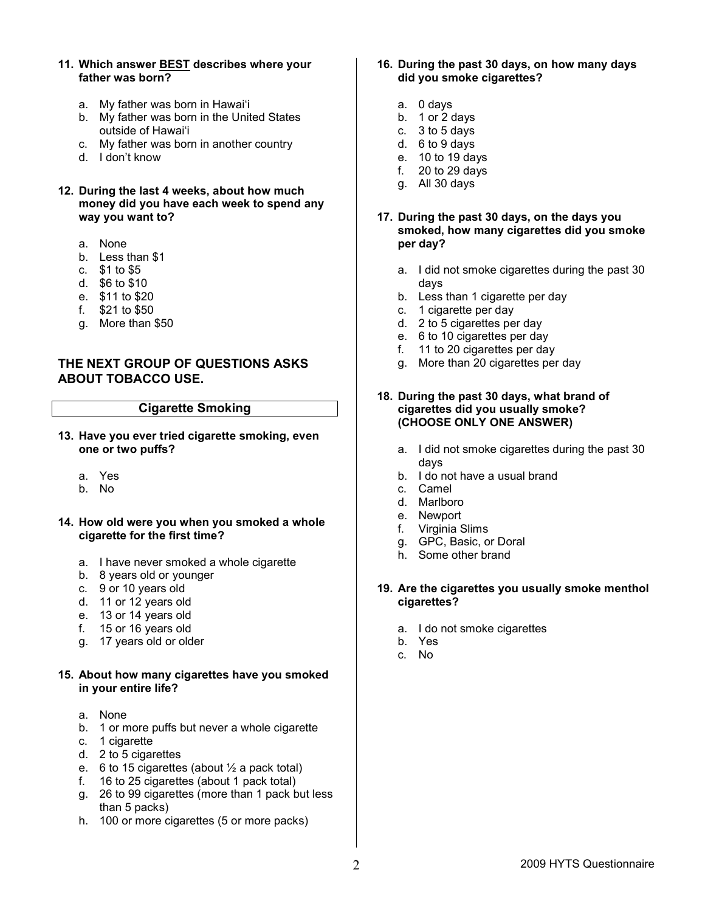**11. Which answer BEST describes where your father was born?**

a. My father was born in Hawaiʻi
b. My father was born in the United States outside of Hawaiʻi
c. My father was born in another country
d. I don't know

**12. During the last 4 weeks, about how much money did you have each week to spend any way you want to?**

a. None
b. Less than $1
c. $1 to $5
d. $6 to $10
e. $11 to $20
f. $21 to $50
g. More than $50

## THE NEXT GROUP OF QUESTIONS ASKS ABOUT TOBACCO USE.

### Cigarette Smoking

**13. Have you ever tried cigarette smoking, even one or two puffs?**

a. Yes
b. No

**14. How old were you when you smoked a whole cigarette for the first time?**

a. I have never smoked a whole cigarette
b. 8 years old or younger
c. 9 or 10 years old
d. 11 or 12 years old
e. 13 or 14 years old
f. 15 or 16 years old
g. 17 years old or older

**15. About how many cigarettes have you smoked in your entire life?**

a. None
b. 1 or more puffs but never a whole cigarette
c. 1 cigarette
d. 2 to 5 cigarettes
e. 6 to 15 cigarettes (about ½ a pack total)
f. 16 to 25 cigarettes (about 1 pack total)
g. 26 to 99 cigarettes (more than 1 pack but less than 5 packs)
h. 100 or more cigarettes (5 or more packs)

**16. During the past 30 days, on how many days did you smoke cigarettes?**

a. 0 days
b. 1 or 2 days
c. 3 to 5 days
d. 6 to 9 days
e. 10 to 19 days
f. 20 to 29 days
g. All 30 days

**17. During the past 30 days, on the days you smoked, how many cigarettes did you smoke per day?**

a. I did not smoke cigarettes during the past 30 days
b. Less than 1 cigarette per day
c. 1 cigarette per day
d. 2 to 5 cigarettes per day
e. 6 to 10 cigarettes per day
f. 11 to 20 cigarettes per day
g. More than 20 cigarettes per day

**18. During the past 30 days, what brand of cigarettes did you usually smoke? (CHOOSE ONLY ONE ANSWER)**

a. I did not smoke cigarettes during the past 30 days
b. I do not have a usual brand
c. Camel
d. Marlboro
e. Newport
f. Virginia Slims
g. GPC, Basic, or Doral
h. Some other brand

**19. Are the cigarettes you usually smoke menthol cigarettes?**

a. I do not smoke cigarettes
b. Yes
c. No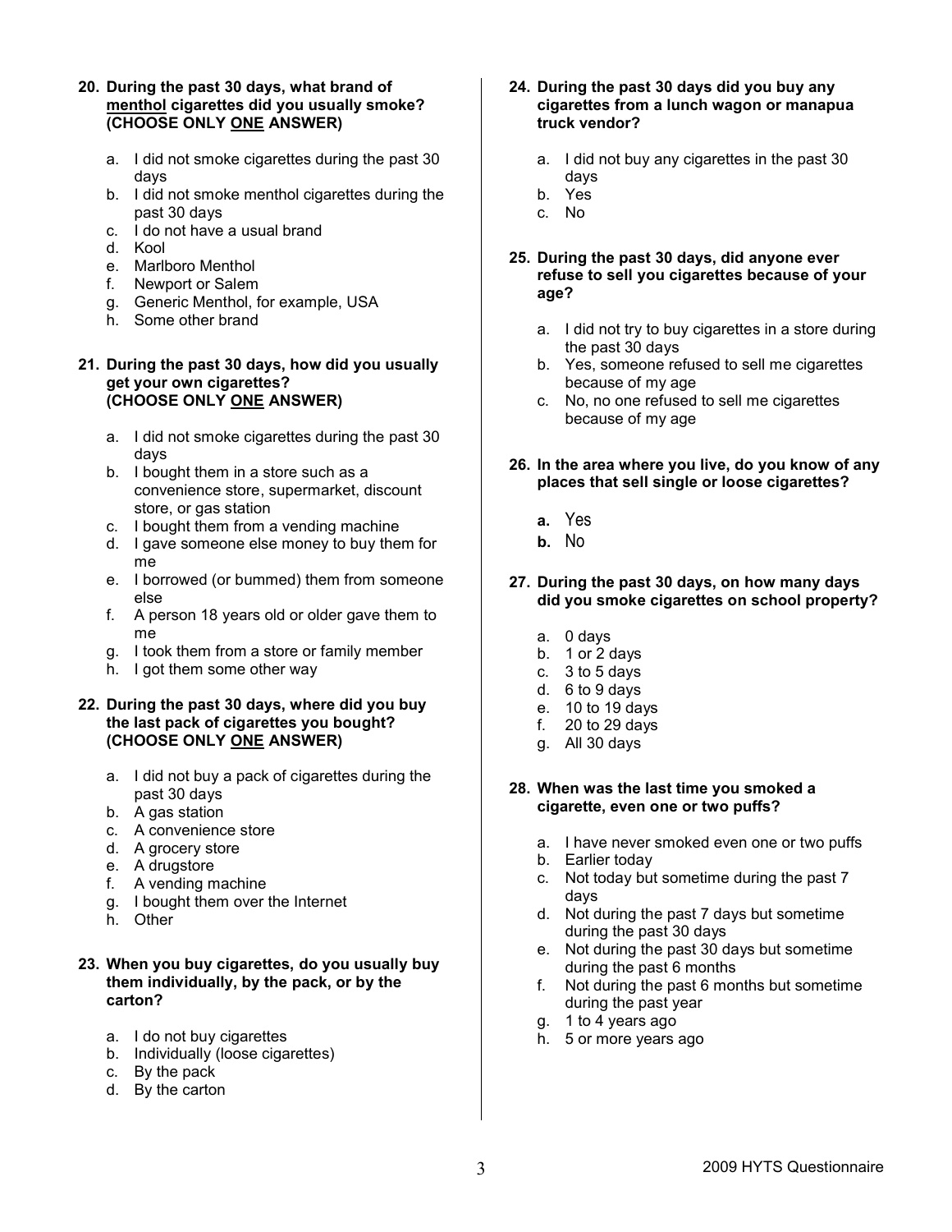**20. During the past 30 days, what brand of menthol cigarettes did you usually smoke? (CHOOSE ONLY ONE ANSWER)**

a. I did not smoke cigarettes during the past 30 days
b. I did not smoke menthol cigarettes during the past 30 days
c. I do not have a usual brand
d. Kool
e. Marlboro Menthol
f. Newport or Salem
g. Generic Menthol, for example, USA
h. Some other brand

**21. During the past 30 days, how did you usually get your own cigarettes? (CHOOSE ONLY ONE ANSWER)**

a. I did not smoke cigarettes during the past 30 days
b. I bought them in a store such as a convenience store, supermarket, discount store, or gas station
c. I bought them from a vending machine
d. I gave someone else money to buy them for me
e. I borrowed (or bummed) them from someone else
f. A person 18 years old or older gave them to me
g. I took them from a store or family member
h. I got them some other way

**22. During the past 30 days, where did you buy the last pack of cigarettes you bought? (CHOOSE ONLY ONE ANSWER)**

a. I did not buy a pack of cigarettes during the past 30 days
b. A gas station
c. A convenience store
d. A grocery store
e. A drugstore
f. A vending machine
g. I bought them over the Internet
h. Other

**23. When you buy cigarettes, do you usually buy them individually, by the pack, or by the carton?**

a. I do not buy cigarettes
b. Individually (loose cigarettes)
c. By the pack
d. By the carton

**24. During the past 30 days did you buy any cigarettes from a lunch wagon or manapua truck vendor?**

a. I did not buy any cigarettes in the past 30 days
b. Yes
c. No

**25. During the past 30 days, did anyone ever refuse to sell you cigarettes because of your age?**

a. I did not try to buy cigarettes in a store during the past 30 days
b. Yes, someone refused to sell me cigarettes because of my age
c. No, no one refused to sell me cigarettes because of my age

**26. In the area where you live, do you know of any places that sell single or loose cigarettes?**

**a.** Yes
**b.** No

**27. During the past 30 days, on how many days did you smoke cigarettes on school property?**

a. 0 days
b. 1 or 2 days
c. 3 to 5 days
d. 6 to 9 days
e. 10 to 19 days
f. 20 to 29 days
g. All 30 days

**28. When was the last time you smoked a cigarette, even one or two puffs?**

a. I have never smoked even one or two puffs
b. Earlier today
c. Not today but sometime during the past 7 days
d. Not during the past 7 days but sometime during the past 30 days
e. Not during the past 30 days but sometime during the past 6 months
f. Not during the past 6 months but sometime during the past year
g. 1 to 4 years ago
h. 5 or more years ago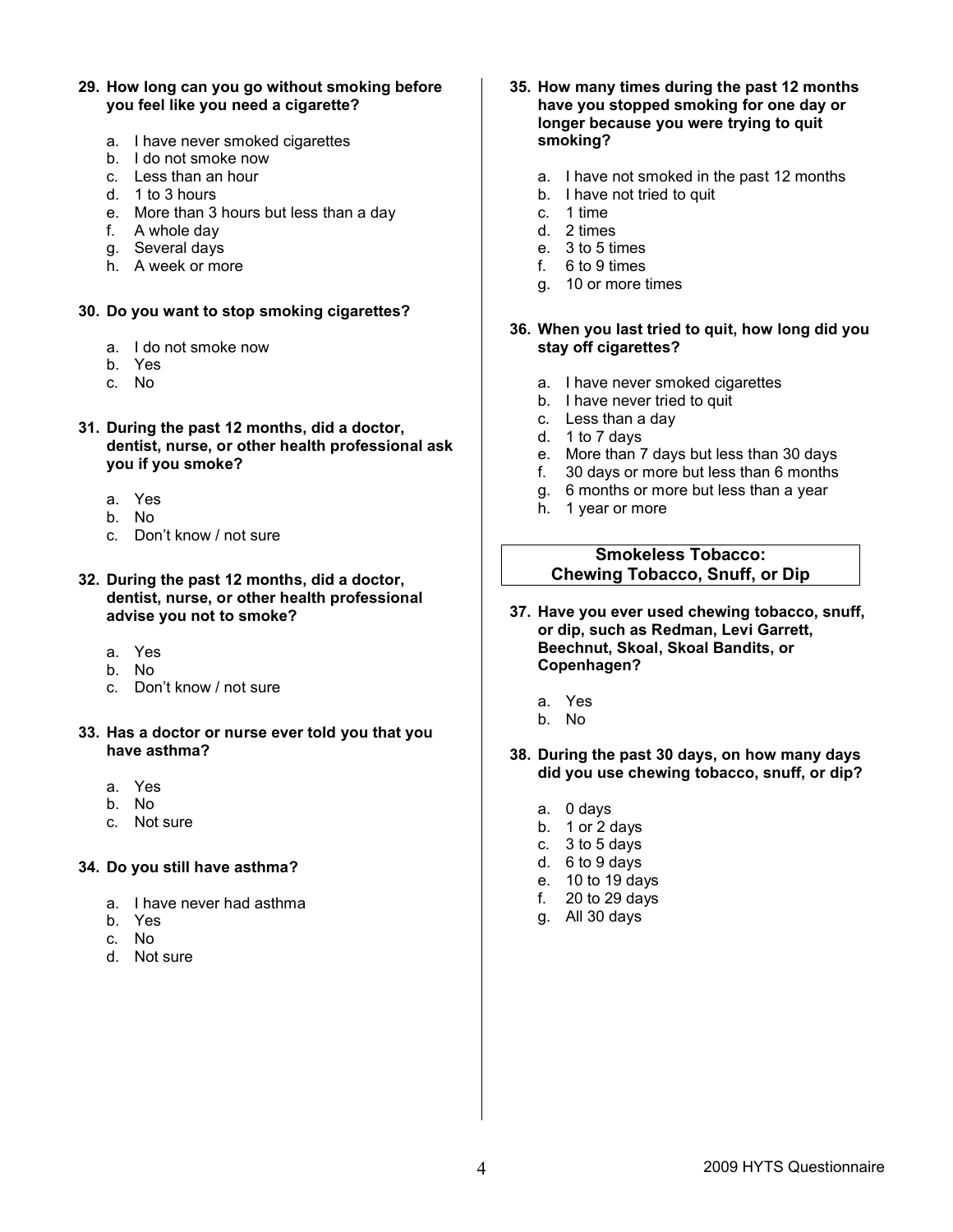**29. How long can you go without smoking before you feel like you need a cigarette?**

a. I have never smoked cigarettes
b. I do not smoke now
c. Less than an hour
d. 1 to 3 hours
e. More than 3 hours but less than a day
f. A whole day
g. Several days
h. A week or more

**30. Do you want to stop smoking cigarettes?**

a. I do not smoke now
b. Yes
c. No

**31. During the past 12 months, did a doctor, dentist, nurse, or other health professional ask you if you smoke?**

a. Yes
b. No
c. Don't know / not sure

**32. During the past 12 months, did a doctor, dentist, nurse, or other health professional advise you not to smoke?**

a. Yes
b. No
c. Don't know / not sure

**33. Has a doctor or nurse ever told you that you have asthma?**

a. Yes
b. No
c. Not sure

**34. Do you still have asthma?**

a. I have never had asthma
b. Yes
c. No
d. Not sure

**35. How many times during the past 12 months have you stopped smoking for one day or longer because you were trying to quit smoking?**

a. I have not smoked in the past 12 months
b. I have not tried to quit
c. 1 time
d. 2 times
e. 3 to 5 times
f. 6 to 9 times
g. 10 or more times

**36. When you last tried to quit, how long did you stay off cigarettes?**

a. I have never smoked cigarettes
b. I have never tried to quit
c. Less than a day
d. 1 to 7 days
e. More than 7 days but less than 30 days
f. 30 days or more but less than 6 months
g. 6 months or more but less than a year
h. 1 year or more

## Smokeless Tobacco: Chewing Tobacco, Snuff, or Dip

**37. Have you ever used chewing tobacco, snuff, or dip, such as Redman, Levi Garrett, Beechnut, Skoal, Skoal Bandits, or Copenhagen?**

a. Yes
b. No

**38. During the past 30 days, on how many days did you use chewing tobacco, snuff, or dip?**

a. 0 days
b. 1 or 2 days
c. 3 to 5 days
d. 6 to 9 days
e. 10 to 19 days
f. 20 to 29 days
g. All 30 days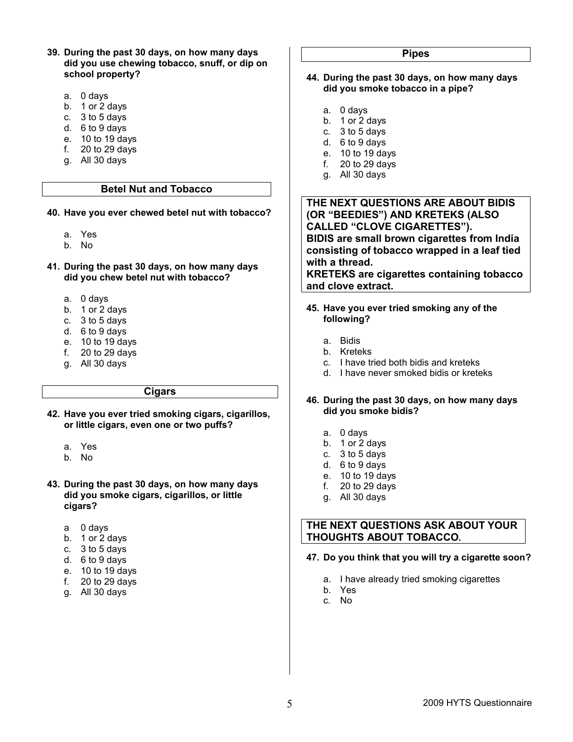**39. During the past 30 days, on how many days did you use chewing tobacco, snuff, or dip on school property?**

a. 0 days
b. 1 or 2 days
c. 3 to 5 days
d. 6 to 9 days
e. 10 to 19 days
f. 20 to 29 days
g. All 30 days

## Betel Nut and Tobacco

**40. Have you ever chewed betel nut with tobacco?**

a. Yes
b. No

**41. During the past 30 days, on how many days did you chew betel nut with tobacco?**

a. 0 days
b. 1 or 2 days
c. 3 to 5 days
d. 6 to 9 days
e. 10 to 19 days
f. 20 to 29 days
g. All 30 days

## Cigars

**42. Have you ever tried smoking cigars, cigarillos, or little cigars, even one or two puffs?**

a. Yes
b. No

**43. During the past 30 days, on how many days did you smoke cigars, cigarillos, or little cigars?**

a 0 days
b. 1 or 2 days
c. 3 to 5 days
d. 6 to 9 days
e. 10 to 19 days
f. 20 to 29 days
g. All 30 days

## Pipes

**44. During the past 30 days, on how many days did you smoke tobacco in a pipe?**

a. 0 days
b. 1 or 2 days
c. 3 to 5 days
d. 6 to 9 days
e. 10 to 19 days
f. 20 to 29 days
g. All 30 days

**THE NEXT QUESTIONS ARE ABOUT BIDIS (OR "BEEDIES") AND KRETEKS (ALSO CALLED "CLOVE CIGARETTES").**
**BIDIS are small brown cigarettes from India consisting of tobacco wrapped in a leaf tied with a thread.**
**KRETEKS are cigarettes containing tobacco and clove extract.**

**45. Have you ever tried smoking any of the following?**

a. Bidis
b. Kreteks
c. I have tried both bidis and kreteks
d. I have never smoked bidis or kreteks

**46. During the past 30 days, on how many days did you smoke bidis?**

a. 0 days
b. 1 or 2 days
c. 3 to 5 days
d. 6 to 9 days
e. 10 to 19 days
f. 20 to 29 days
g. All 30 days

**THE NEXT QUESTIONS ASK ABOUT YOUR THOUGHTS ABOUT TOBACCO.**

**47. Do you think that you will try a cigarette soon?**

a. I have already tried smoking cigarettes
b. Yes
c. No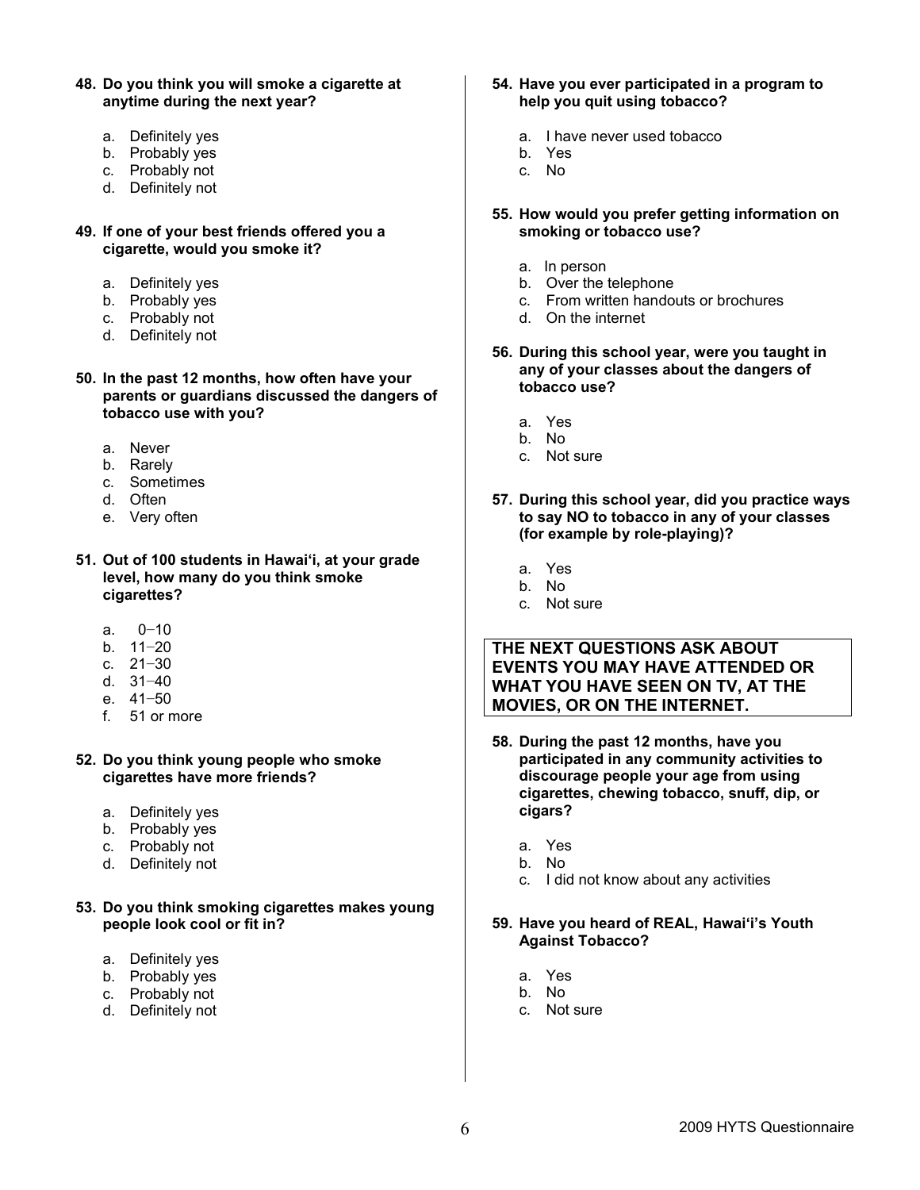**48. Do you think you will smoke a cigarette at anytime during the next year?**

a. Definitely yes
b. Probably yes
c. Probably not
d. Definitely not

**49. If one of your best friends offered you a cigarette, would you smoke it?**

a. Definitely yes
b. Probably yes
c. Probably not
d. Definitely not

**50. In the past 12 months, how often have your parents or guardians discussed the dangers of tobacco use with you?**

a. Never
b. Rarely
c. Sometimes
d. Often
e. Very often

**51. Out of 100 students in Hawai'i, at your grade level, how many do you think smoke cigarettes?**

a. 0–10
b. 11–20
c. 21–30
d. 31–40
e. 41–50
f. 51 or more

**52. Do you think young people who smoke cigarettes have more friends?**

a. Definitely yes
b. Probably yes
c. Probably not
d. Definitely not

**53. Do you think smoking cigarettes makes young people look cool or fit in?**

a. Definitely yes
b. Probably yes
c. Probably not
d. Definitely not

**54. Have you ever participated in a program to help you quit using tobacco?**

a. I have never used tobacco
b. Yes
c. No

**55. How would you prefer getting information on smoking or tobacco use?**

a. In person
b. Over the telephone
c. From written handouts or brochures
d. On the internet

**56. During this school year, were you taught in any of your classes about the dangers of tobacco use?**

a. Yes
b. No
c. Not sure

**57. During this school year, did you practice ways to say NO to tobacco in any of your classes (for example by role-playing)?**

a. Yes
b. No
c. Not sure

**THE NEXT QUESTIONS ASK ABOUT EVENTS YOU MAY HAVE ATTENDED OR WHAT YOU HAVE SEEN ON TV, AT THE MOVIES, OR ON THE INTERNET.**

**58. During the past 12 months, have you participated in any community activities to discourage people your age from using cigarettes, chewing tobacco, snuff, dip, or cigars?**

a. Yes
b. No
c. I did not know about any activities

**59. Have you heard of REAL, Hawai'i's Youth Against Tobacco?**

a. Yes
b. No
c. Not sure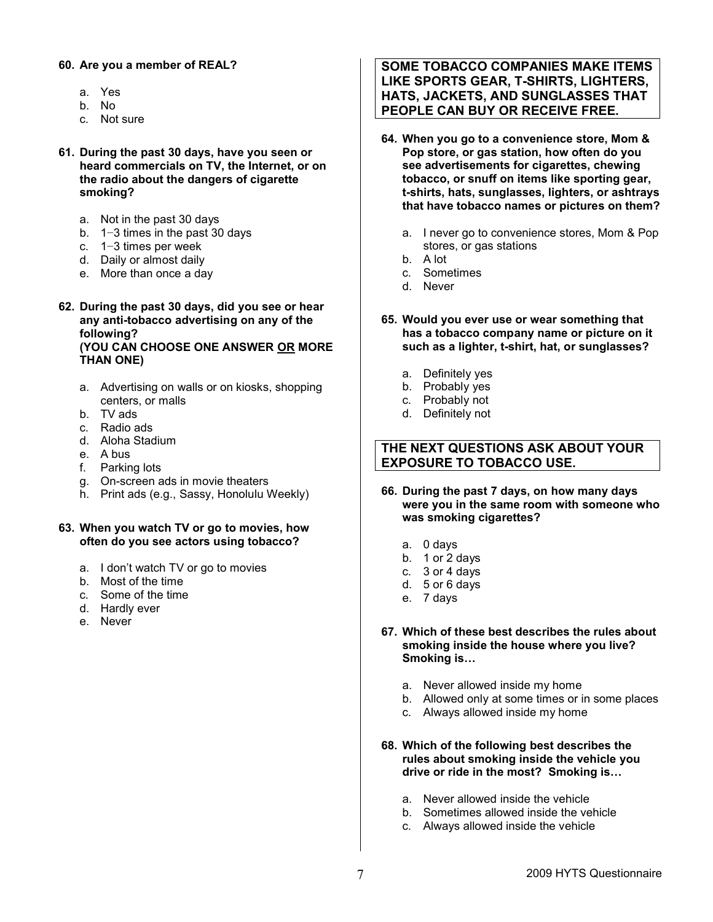**60. Are you a member of REAL?**

a. Yes
b. No
c. Not sure

**61. During the past 30 days, have you seen or heard commercials on TV, the Internet, or on the radio about the dangers of cigarette smoking?**

a. Not in the past 30 days
b. 1−3 times in the past 30 days
c. 1−3 times per week
d. Daily or almost daily
e. More than once a day

**62. During the past 30 days, did you see or hear any anti-tobacco advertising on any of the following? (YOU CAN CHOOSE ONE ANSWER <u>OR</u> MORE THAN ONE)**

a. Advertising on walls or on kiosks, shopping centers, or malls
b. TV ads
c. Radio ads
d. Aloha Stadium
e. A bus
f. Parking lots
g. On-screen ads in movie theaters
h. Print ads (e.g., Sassy, Honolulu Weekly)

**63. When you watch TV or go to movies, how often do you see actors using tobacco?**

a. I don't watch TV or go to movies
b. Most of the time
c. Some of the time
d. Hardly ever
e. Never

**SOME TOBACCO COMPANIES MAKE ITEMS LIKE SPORTS GEAR, T-SHIRTS, LIGHTERS, HATS, JACKETS, AND SUNGLASSES THAT PEOPLE CAN BUY OR RECEIVE FREE.**

**64. When you go to a convenience store, Mom & Pop store, or gas station, how often do you see advertisements for cigarettes, chewing tobacco, or snuff on items like sporting gear, t-shirts, hats, sunglasses, lighters, or ashtrays that have tobacco names or pictures on them?**

a. I never go to convenience stores, Mom & Pop stores, or gas stations
b. A lot
c. Sometimes
d. Never

**65. Would you ever use or wear something that has a tobacco company name or picture on it such as a lighter, t-shirt, hat, or sunglasses?**

a. Definitely yes
b. Probably yes
c. Probably not
d. Definitely not

**THE NEXT QUESTIONS ASK ABOUT YOUR EXPOSURE TO TOBACCO USE.**

**66. During the past 7 days, on how many days were you in the same room with someone who was smoking cigarettes?**

a. 0 days
b. 1 or 2 days
c. 3 or 4 days
d. 5 or 6 days
e. 7 days

**67. Which of these best describes the rules about smoking inside the house where you live? Smoking is…**

a. Never allowed inside my home
b. Allowed only at some times or in some places
c. Always allowed inside my home

**68. Which of the following best describes the rules about smoking inside the vehicle you drive or ride in the most? Smoking is…**

a. Never allowed inside the vehicle
b. Sometimes allowed inside the vehicle
c. Always allowed inside the vehicle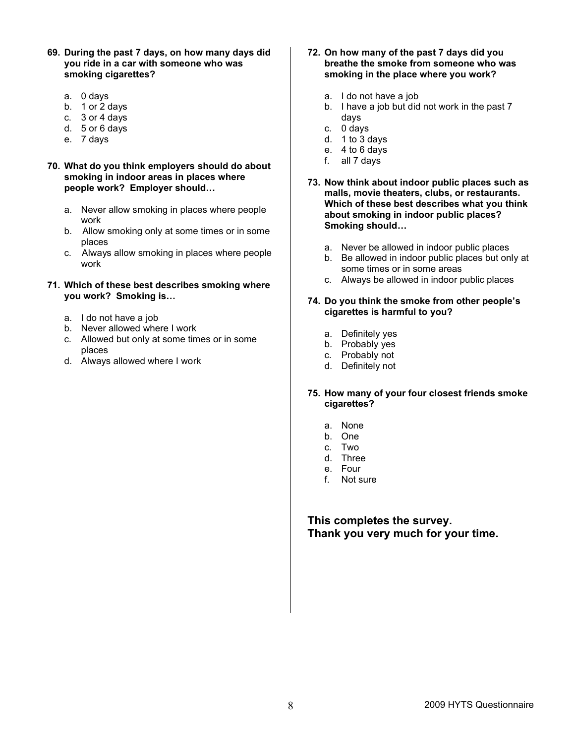**69. During the past 7 days, on how many days did you ride in a car with someone who was smoking cigarettes?**

a. 0 days
b. 1 or 2 days
c. 3 or 4 days
d. 5 or 6 days
e. 7 days

**70. What do you think employers should do about smoking in indoor areas in places where people work? Employer should…**

a. Never allow smoking in places where people work
b. Allow smoking only at some times or in some places
c. Always allow smoking in places where people work

**71. Which of these best describes smoking where you work? Smoking is…**

a. I do not have a job
b. Never allowed where I work
c. Allowed but only at some times or in some places
d. Always allowed where I work

**72. On how many of the past 7 days did you breathe the smoke from someone who was smoking in the place where you work?**

a. I do not have a job
b. I have a job but did not work in the past 7 days
c. 0 days
d. 1 to 3 days
e. 4 to 6 days
f. all 7 days

**73. Now think about indoor public places such as malls, movie theaters, clubs, or restaurants. Which of these best describes what you think about smoking in indoor public places? Smoking should…**

a. Never be allowed in indoor public places
b. Be allowed in indoor public places but only at some times or in some areas
c. Always be allowed in indoor public places

**74. Do you think the smoke from other people's cigarettes is harmful to you?**

a. Definitely yes
b. Probably yes
c. Probably not
d. Definitely not

**75. How many of your four closest friends smoke cigarettes?**

a. None
b. One
c. Two
d. Three
e. Four
f. Not sure

**This completes the survey.**
**Thank you very much for your time.**